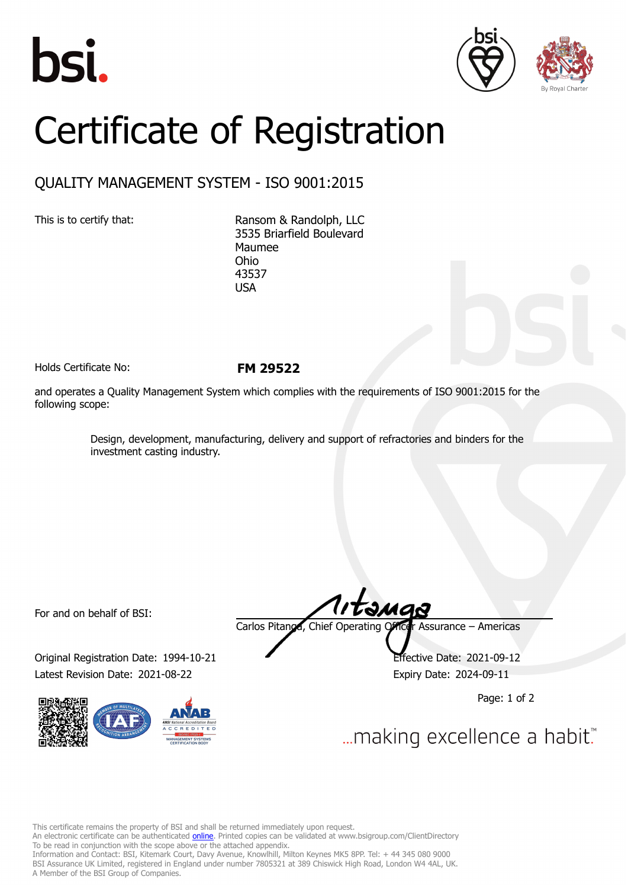# Certificate of Registration

## QUALITY MANAGEMENT SYSTEM - ISO 9001:2015

This is to certify that:

Ransom & Randolph, LLC
3535 Briarfield Boulevard
Maumee
Ohio
43537
USA

Holds Certificate No: **FM 29522**

and operates a Quality Management System which complies with the requirements of ISO 9001:2015 for the following scope:

> Design, development, manufacturing, delivery and support of refractories and binders for the investment casting industry.

For and on behalf of BSI:

Carlos Pitanga, Chief Operating Officer Assurance – Americas

Original Registration Date: 1994-10-21
Latest Revision Date: 2021-08-22

Effective Date: 2021-09-12
Expiry Date: 2024-09-11

...making excellence a habit.™

This certificate remains the property of BSI and shall be returned immediately upon request.
An electronic certificate can be authenticated online. Printed copies can be validated at www.bsigroup.com/ClientDirectory
To be read in conjunction with the scope above or the attached appendix.
Information and Contact: BSI, Kitemark Court, Davy Avenue, Knowlhill, Milton Keynes MK5 8PP. Tel: + 44 345 080 9000
BSI Assurance UK Limited, registered in England under number 7805321 at 389 Chiswick High Road, London W4 4AL, UK.
A Member of the BSI Group of Companies.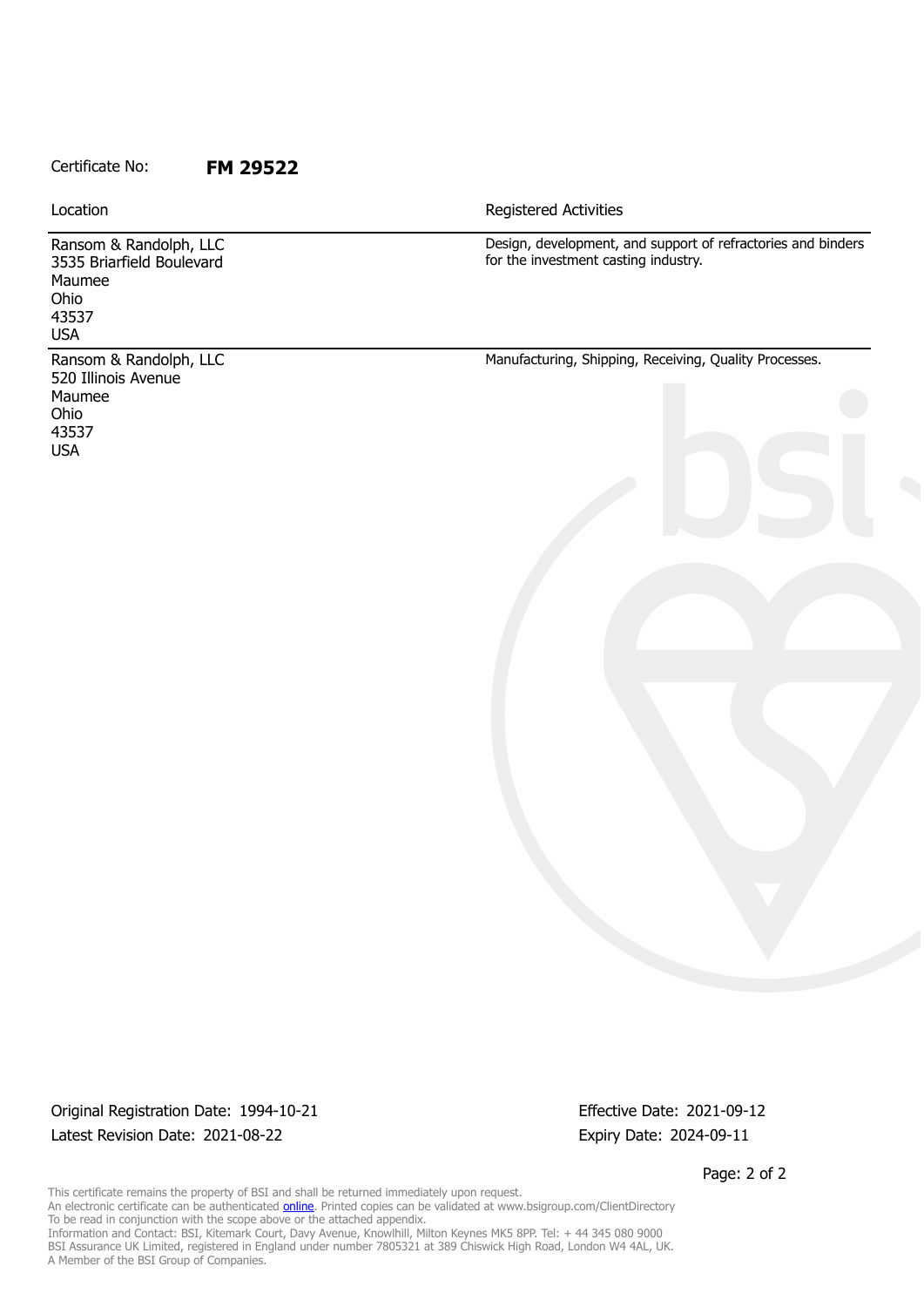Certificate No: **FM 29522**

| Location | Registered Activities |
| --- | --- |
| Ransom & Randolph, LLC<br>3535 Briarfield Boulevard<br>Maumee<br>Ohio<br>43537<br>USA | Design, development, and support of refractories and binders for the investment casting industry. |
| Ransom & Randolph, LLC<br>520 Illinois Avenue<br>Maumee<br>Ohio<br>43537<br>USA | Manufacturing, Shipping, Receiving, Quality Processes. |

Original Registration Date: 1994-10-21

Latest Revision Date: 2021-08-22

Effective Date: 2021-09-12

Expiry Date: 2024-09-11

This certificate remains the property of BSI and shall be returned immediately upon request.
An electronic certificate can be authenticated online. Printed copies can be validated at www.bsigroup.com/ClientDirectory
To be read in conjunction with the scope above or the attached appendix.
Information and Contact: BSI, Kitemark Court, Davy Avenue, Knowlhill, Milton Keynes MK5 8PP. Tel: + 44 345 080 9000
BSI Assurance UK Limited, registered in England under number 7805321 at 389 Chiswick High Road, London W4 4AL, UK.
A Member of the BSI Group of Companies.